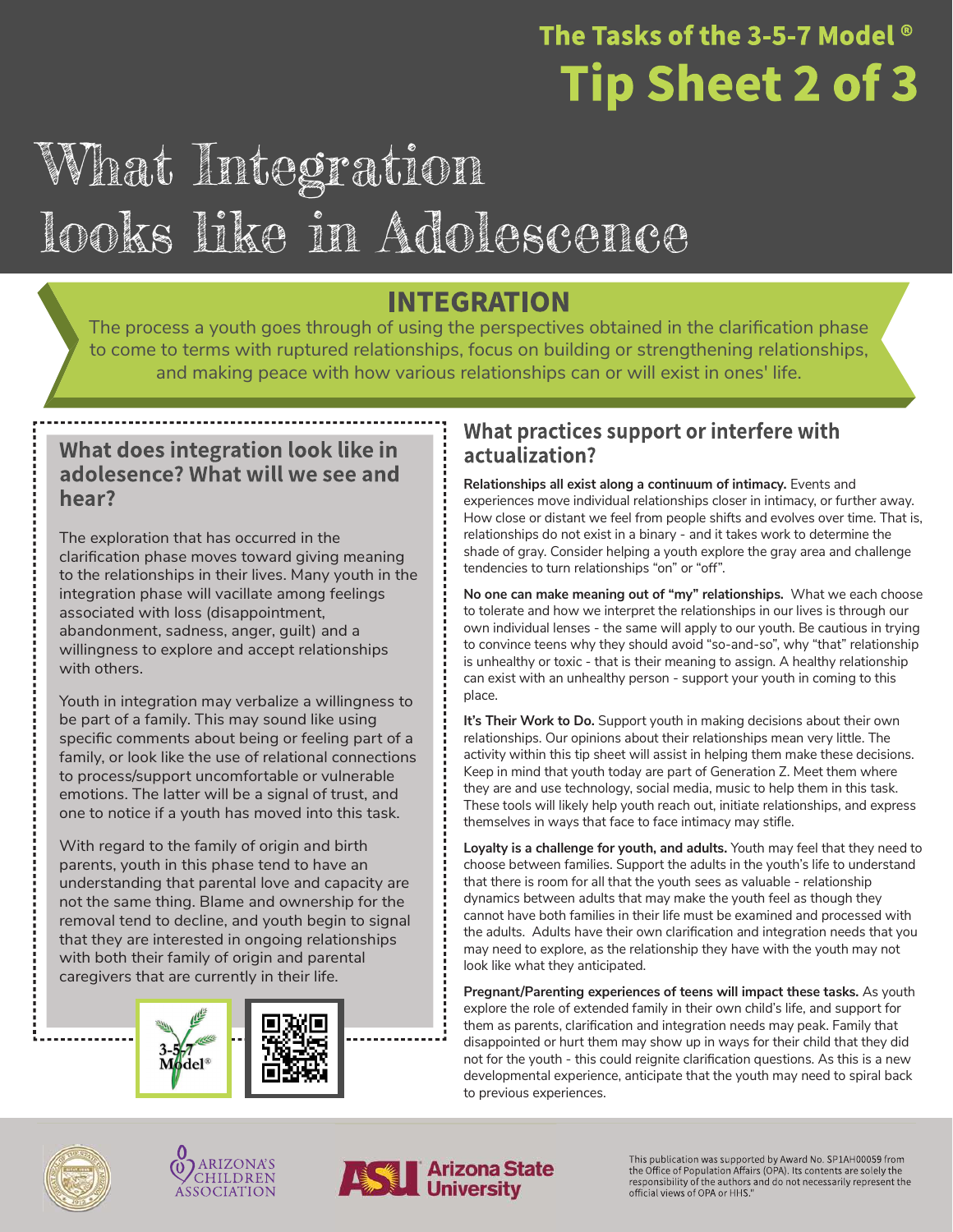The Tasks of the 3-5-7 Model ®

# Tip Sheet 2 of 3

# What Integration looks like in Adolescence

## INTEGRATION

The process a youth goes through of using the perspectives obtained in the clarification phase to come to terms with ruptured relationships, focus on building or strengthening relationships, and making peace with how various relationships can or will exist in ones' life.

### What does integration look like in adolesence? What will we see and hear?

The exploration that has occurred in the clarification phase moves toward giving meaning to the relationships in their lives. Many youth in the integration phase will vacillate among feelings associated with loss (disappointment, abandonment, sadness, anger, guilt) and a willingness to explore and accept relationships with others.

Youth in integration may verbalize a willingness to be part of a family. This may sound like using specific comments about being or feeling part of a family, or look like the use of relational connections to process/support uncomfortable or vulnerable emotions. The latter will be a signal of trust, and one to notice if a youth has moved into this task.

With regard to the family of origin and birth parents, youth in this phase tend to have an understanding that parental love and capacity are not the same thing. Blame and ownership for the removal tend to decline, and youth begin to signal that they are interested in ongoing relationships with both their family of origin and parental caregivers that are currently in their life.

### What practices support or interfere with actualization?

**Relationships all exist along a continuum of intimacy.** Events and experiences move individual relationships closer in intimacy, or further away. How close or distant we feel from people shifts and evolves over time. That is, relationships do not exist in a binary - and it takes work to determine the shade of gray. Consider helping a youth explore the gray area and challenge tendencies to turn relationships "on" or "off".

**No one can make meaning out of "my" relationships.** What we each choose to tolerate and how we interpret the relationships in our lives is through our own individual lenses - the same will apply to our youth. Be cautious in trying to convince teens why they should avoid "so-and-so", why "that" relationship is unhealthy or toxic - that is their meaning to assign. A healthy relationship can exist with an unhealthy person - support your youth in coming to this place.

**It's Their Work to Do.** Support youth in making decisions about their own relationships. Our opinions about their relationships mean very little. The activity within this tip sheet will assist in helping them make these decisions. Keep in mind that youth today are part of Generation Z. Meet them where they are and use technology, social media, music to help them in this task. These tools will likely help youth reach out, initiate relationships, and express themselves in ways that face to face intimacy may stifle.

**Loyalty is a challenge for youth, and adults.** Youth may feel that they need to choose between families. Support the adults in the youth's life to understand that there is room for all that the youth sees as valuable - relationship dynamics between adults that may make the youth feel as though they cannot have both families in their life must be examined and processed with the adults. Adults have their own clarification and integration needs that you may need to explore, as the relationship they have with the youth may not look like what they anticipated.

**Pregnant/Parenting experiences of teens will impact these tasks.** As youth explore the role of extended family in their own child's life, and support for them as parents, clarification and integration needs may peak. Family that disappointed or hurt them may show up in ways for their child that they did not for the youth - this could reignite clarification questions. As this is a new developmental experience, anticipate that the youth may need to spiral back to previous experiences.

This publication was supported by Award No. SP1AH00059 from the Office of Population Affairs (OPA). Its contents are solely the responsibility of the authors and do not necessarily represent the official views of OPA or HHS."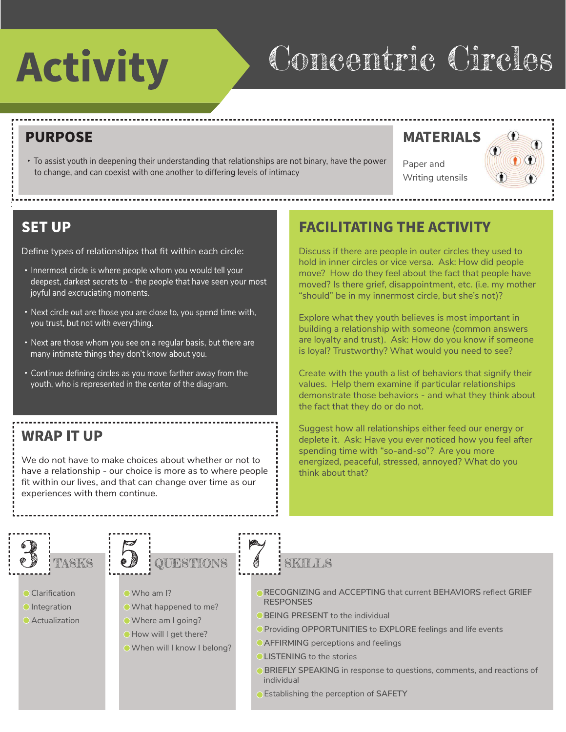# Activity

# Concentric Circles

## PURPOSE

- To assist youth in deepening their understanding that relationships are not binary, have the power to change, and can coexist with one another to differing levels of intimacy

## MATERIALS

Paper and
Writing utensils

## SET UP

Define types of relationships that fit within each circle:

- Innermost circle is where people whom you would tell your deepest, darkest secrets to - the people that have seen your most joyful and excruciating moments.
- Next circle out are those you are close to, you spend time with, you trust, but not with everything.
- Next are those whom you see on a regular basis, but there are many intimate things they don't know about you.
- Continue defining circles as you move farther away from the youth, who is represented in the center of the diagram.

## WRAP IT UP

We do not have to make choices about whether or not to have a relationship - our choice is more as to where people fit within our lives, and that can change over time as our experiences with them continue.

## FACILITATING THE ACTIVITY

Discuss if there are people in outer circles they used to hold in inner circles or vice versa. Ask: How did people move? How do they feel about the fact that people have moved? Is there grief, disappointment, etc. (i.e. my mother "should" be in my innermost circle, but she's not)?

Explore what they youth believes is most important in building a relationship with someone (common answers are loyalty and trust). Ask: How do you know if someone is loyal? Trustworthy? What would you need to see?

Create with the youth a list of behaviors that signify their values. Help them examine if particular relationships demonstrate those behaviors - and what they think about the fact that they do or do not.

Suggest how all relationships either feed our energy or deplete it. Ask: Have you ever noticed how you feel after spending time with "so-and-so"? Are you more energized, peaceful, stressed, annoyed? What do you think about that?

## 3 TASKS

- Clarification
- Integration
- Actualization

## 5 QUESTIONS

- Who am I?
- What happened to me?
- Where am I going?
- How will I get there?
- When will I know I belong?

## 7 SKILLS

- **RECOGNIZING** and **ACCEPTING** that current **BEHAVIORS** reflect **GRIEF RESPONSES**
- **BEING PRESENT** to the individual
- Providing **OPPORTUNITIES** to **EXPLORE** feelings and life events
- **AFFIRMING** perceptions and feelings
- **LISTENING** to the stories
- **BRIEFLY SPEAKING** in response to questions, comments, and reactions of individual
- Establishing the perception of **SAFETY**